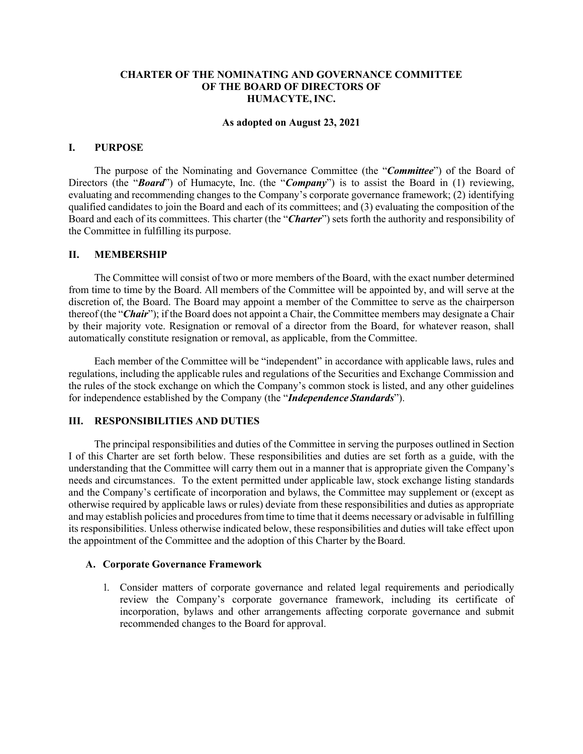# CHARTER OF THE NOMINATING AND GOVERNANCE COMMITTEE OF THE BOARD OF DIRECTORS OF HUMACYTE, INC.

**As adopted on August 23, 2021**

## I. PURPOSE

The purpose of the Nominating and Governance Committee (the "***Committee***") of the Board of Directors (the "***Board***") of Humacyte, Inc. (the "***Company***") is to assist the Board in (1) reviewing, evaluating and recommending changes to the Company's corporate governance framework; (2) identifying qualified candidates to join the Board and each of its committees; and (3) evaluating the composition of the Board and each of its committees. This charter (the "***Charter***") sets forth the authority and responsibility of the Committee in fulfilling its purpose.

## II. MEMBERSHIP

The Committee will consist of two or more members of the Board, with the exact number determined from time to time by the Board. All members of the Committee will be appointed by, and will serve at the discretion of, the Board. The Board may appoint a member of the Committee to serve as the chairperson thereof (the "***Chair***"); if the Board does not appoint a Chair, the Committee members may designate a Chair by their majority vote. Resignation or removal of a director from the Board, for whatever reason, shall automatically constitute resignation or removal, as applicable, from the Committee.

Each member of the Committee will be "independent" in accordance with applicable laws, rules and regulations, including the applicable rules and regulations of the Securities and Exchange Commission and the rules of the stock exchange on which the Company's common stock is listed, and any other guidelines for independence established by the Company (the "***Independence Standards***").

## III. RESPONSIBILITIES AND DUTIES

The principal responsibilities and duties of the Committee in serving the purposes outlined in Section I of this Charter are set forth below. These responsibilities and duties are set forth as a guide, with the understanding that the Committee will carry them out in a manner that is appropriate given the Company's needs and circumstances. To the extent permitted under applicable law, stock exchange listing standards and the Company's certificate of incorporation and bylaws, the Committee may supplement or (except as otherwise required by applicable laws or rules) deviate from these responsibilities and duties as appropriate and may establish policies and procedures from time to time that it deems necessary or advisable in fulfilling its responsibilities. Unless otherwise indicated below, these responsibilities and duties will take effect upon the appointment of the Committee and the adoption of this Charter by the Board.

### A. Corporate Governance Framework

1. Consider matters of corporate governance and related legal requirements and periodically review the Company's corporate governance framework, including its certificate of incorporation, bylaws and other arrangements affecting corporate governance and submit recommended changes to the Board for approval.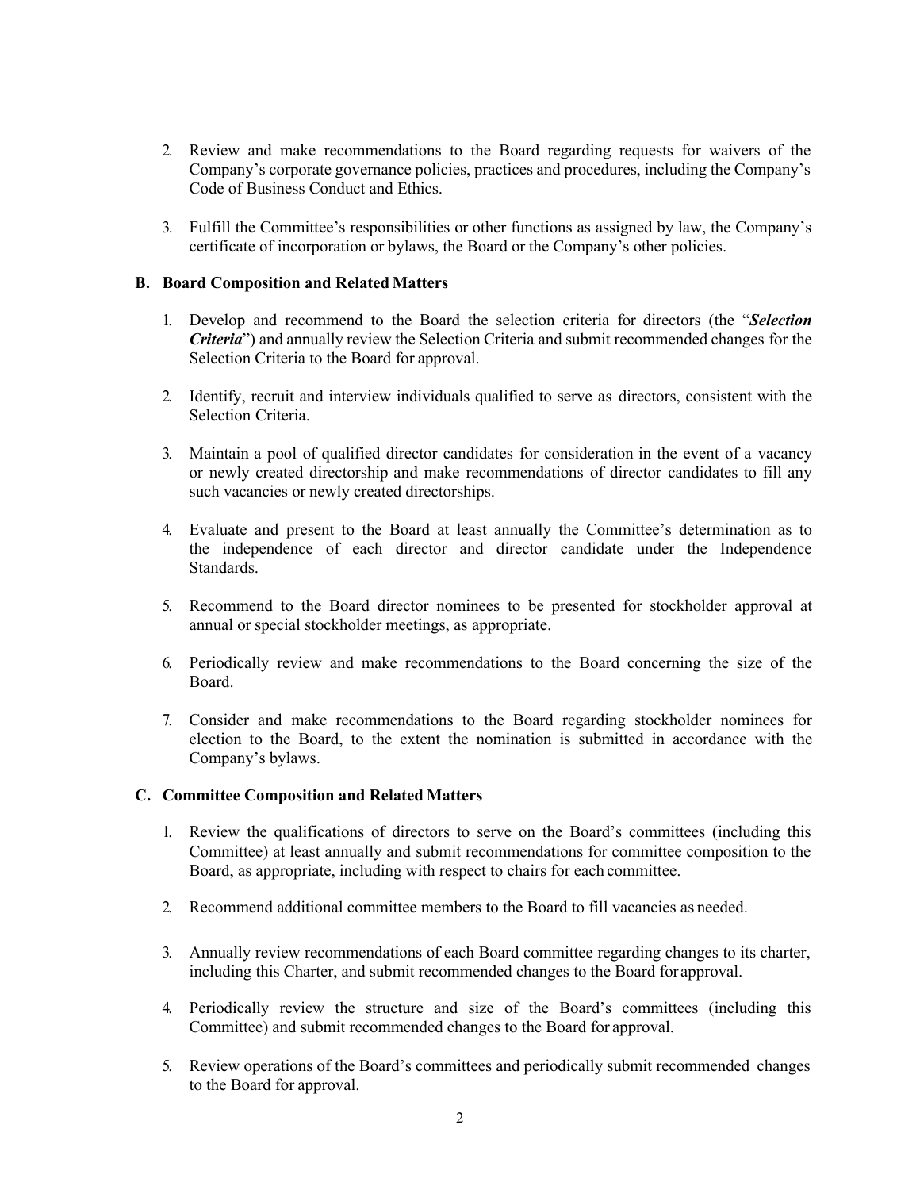2. Review and make recommendations to the Board regarding requests for waivers of the Company's corporate governance policies, practices and procedures, including the Company's Code of Business Conduct and Ethics.

3. Fulfill the Committee's responsibilities or other functions as assigned by law, the Company's certificate of incorporation or bylaws, the Board or the Company's other policies.

### B. Board Composition and Related Matters

1. Develop and recommend to the Board the selection criteria for directors (the "***Selection Criteria***") and annually review the Selection Criteria and submit recommended changes for the Selection Criteria to the Board for approval.

2. Identify, recruit and interview individuals qualified to serve as directors, consistent with the Selection Criteria.

3. Maintain a pool of qualified director candidates for consideration in the event of a vacancy or newly created directorship and make recommendations of director candidates to fill any such vacancies or newly created directorships.

4. Evaluate and present to the Board at least annually the Committee's determination as to the independence of each director and director candidate under the Independence Standards.

5. Recommend to the Board director nominees to be presented for stockholder approval at annual or special stockholder meetings, as appropriate.

6. Periodically review and make recommendations to the Board concerning the size of the Board.

7. Consider and make recommendations to the Board regarding stockholder nominees for election to the Board, to the extent the nomination is submitted in accordance with the Company's bylaws.

### C. Committee Composition and Related Matters

1. Review the qualifications of directors to serve on the Board's committees (including this Committee) at least annually and submit recommendations for committee composition to the Board, as appropriate, including with respect to chairs for each committee.

2. Recommend additional committee members to the Board to fill vacancies as needed.

3. Annually review recommendations of each Board committee regarding changes to its charter, including this Charter, and submit recommended changes to the Board for approval.

4. Periodically review the structure and size of the Board's committees (including this Committee) and submit recommended changes to the Board for approval.

5. Review operations of the Board's committees and periodically submit recommended changes to the Board for approval.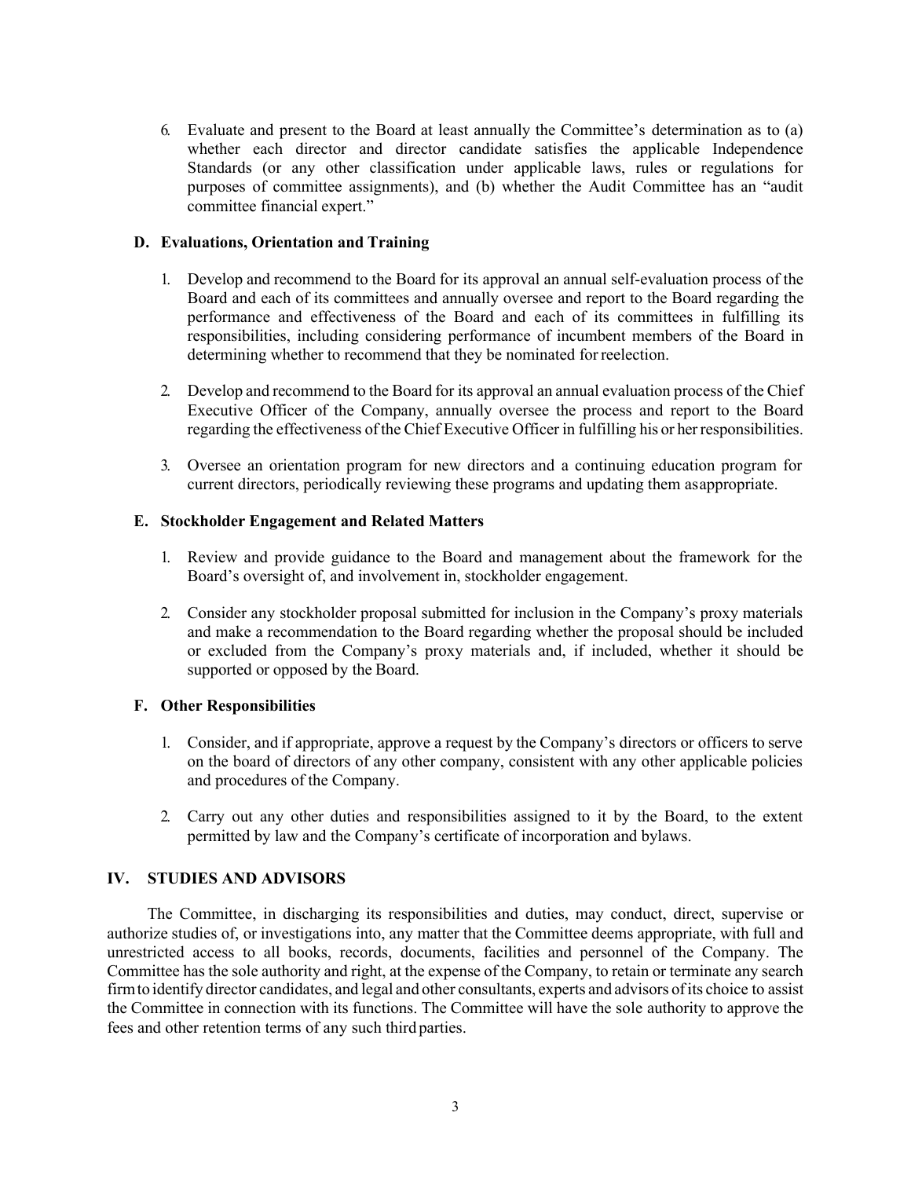6. Evaluate and present to the Board at least annually the Committee's determination as to (a) whether each director and director candidate satisfies the applicable Independence Standards (or any other classification under applicable laws, rules or regulations for purposes of committee assignments), and (b) whether the Audit Committee has an "audit committee financial expert."

### D. Evaluations, Orientation and Training

1. Develop and recommend to the Board for its approval an annual self-evaluation process of the Board and each of its committees and annually oversee and report to the Board regarding the performance and effectiveness of the Board and each of its committees in fulfilling its responsibilities, including considering performance of incumbent members of the Board in determining whether to recommend that they be nominated for reelection.

2. Develop and recommend to the Board for its approval an annual evaluation process of the Chief Executive Officer of the Company, annually oversee the process and report to the Board regarding the effectiveness of the Chief Executive Officer in fulfilling his or her responsibilities.

3. Oversee an orientation program for new directors and a continuing education program for current directors, periodically reviewing these programs and updating them as appropriate.

### E. Stockholder Engagement and Related Matters

1. Review and provide guidance to the Board and management about the framework for the Board's oversight of, and involvement in, stockholder engagement.

2. Consider any stockholder proposal submitted for inclusion in the Company's proxy materials and make a recommendation to the Board regarding whether the proposal should be included or excluded from the Company's proxy materials and, if included, whether it should be supported or opposed by the Board.

### F. Other Responsibilities

1. Consider, and if appropriate, approve a request by the Company's directors or officers to serve on the board of directors of any other company, consistent with any other applicable policies and procedures of the Company.

2. Carry out any other duties and responsibilities assigned to it by the Board, to the extent permitted by law and the Company's certificate of incorporation and bylaws.

## IV. STUDIES AND ADVISORS

The Committee, in discharging its responsibilities and duties, may conduct, direct, supervise or authorize studies of, or investigations into, any matter that the Committee deems appropriate, with full and unrestricted access to all books, records, documents, facilities and personnel of the Company. The Committee has the sole authority and right, at the expense of the Company, to retain or terminate any search firm to identify director candidates, and legal and other consultants, experts and advisors of its choice to assist the Committee in connection with its functions. The Committee will have the sole authority to approve the fees and other retention terms of any such third parties.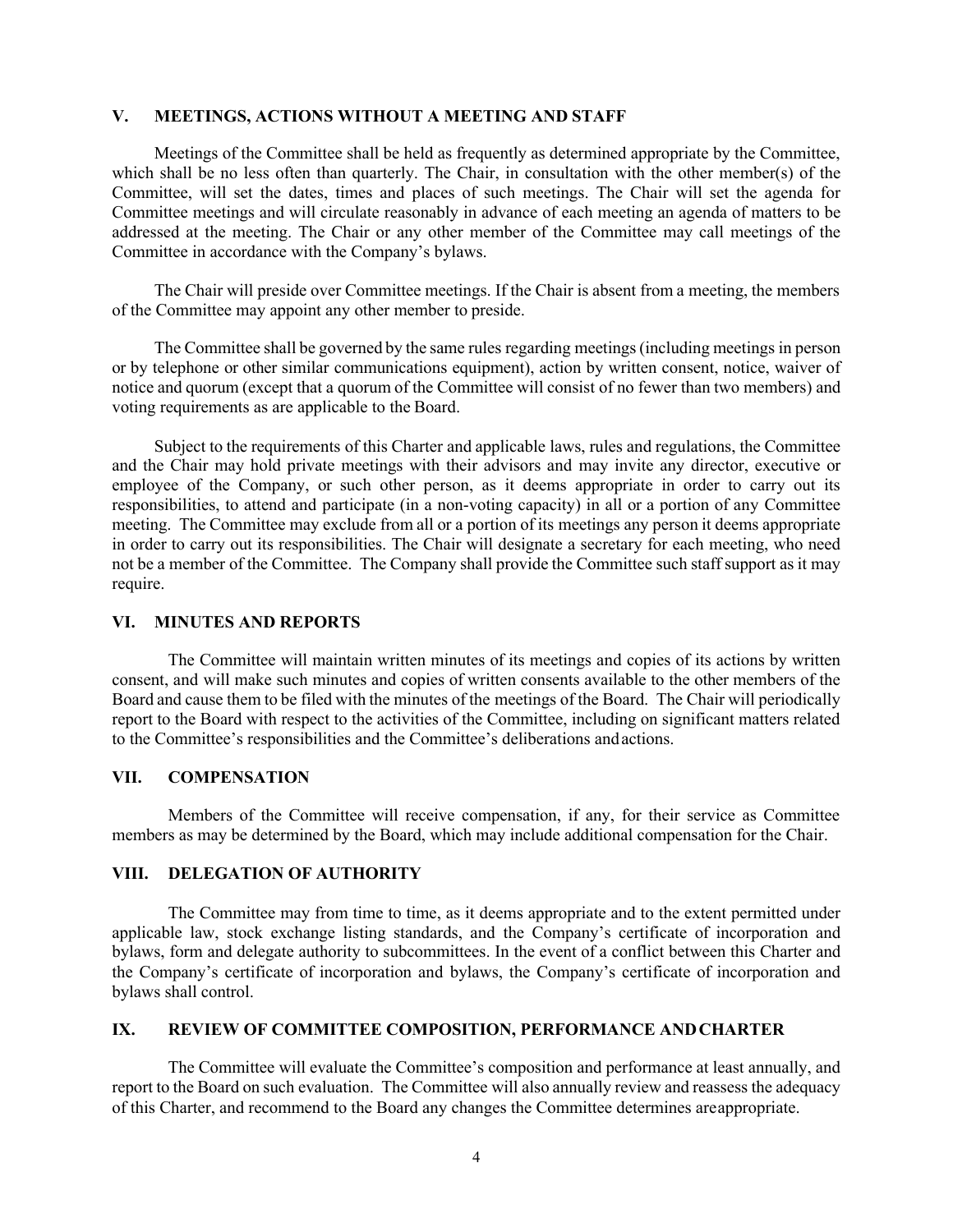## V. MEETINGS, ACTIONS WITHOUT A MEETING AND STAFF

Meetings of the Committee shall be held as frequently as determined appropriate by the Committee, which shall be no less often than quarterly. The Chair, in consultation with the other member(s) of the Committee, will set the dates, times and places of such meetings. The Chair will set the agenda for Committee meetings and will circulate reasonably in advance of each meeting an agenda of matters to be addressed at the meeting. The Chair or any other member of the Committee may call meetings of the Committee in accordance with the Company's bylaws.

The Chair will preside over Committee meetings. If the Chair is absent from a meeting, the members of the Committee may appoint any other member to preside.

The Committee shall be governed by the same rules regarding meetings (including meetings in person or by telephone or other similar communications equipment), action by written consent, notice, waiver of notice and quorum (except that a quorum of the Committee will consist of no fewer than two members) and voting requirements as are applicable to the Board.

Subject to the requirements of this Charter and applicable laws, rules and regulations, the Committee and the Chair may hold private meetings with their advisors and may invite any director, executive or employee of the Company, or such other person, as it deems appropriate in order to carry out its responsibilities, to attend and participate (in a non-voting capacity) in all or a portion of any Committee meeting. The Committee may exclude from all or a portion of its meetings any person it deems appropriate in order to carry out its responsibilities. The Chair will designate a secretary for each meeting, who need not be a member of the Committee. The Company shall provide the Committee such staff support as it may require.

## VI. MINUTES AND REPORTS

The Committee will maintain written minutes of its meetings and copies of its actions by written consent, and will make such minutes and copies of written consents available to the other members of the Board and cause them to be filed with the minutes of the meetings of the Board. The Chair will periodically report to the Board with respect to the activities of the Committee, including on significant matters related to the Committee's responsibilities and the Committee's deliberations and actions.

## VII. COMPENSATION

Members of the Committee will receive compensation, if any, for their service as Committee members as may be determined by the Board, which may include additional compensation for the Chair.

## VIII. DELEGATION OF AUTHORITY

The Committee may from time to time, as it deems appropriate and to the extent permitted under applicable law, stock exchange listing standards, and the Company's certificate of incorporation and bylaws, form and delegate authority to subcommittees. In the event of a conflict between this Charter and the Company's certificate of incorporation and bylaws, the Company's certificate of incorporation and bylaws shall control.

## IX. REVIEW OF COMMITTEE COMPOSITION, PERFORMANCE AND CHARTER

The Committee will evaluate the Committee's composition and performance at least annually, and report to the Board on such evaluation. The Committee will also annually review and reassess the adequacy of this Charter, and recommend to the Board any changes the Committee determines are appropriate.